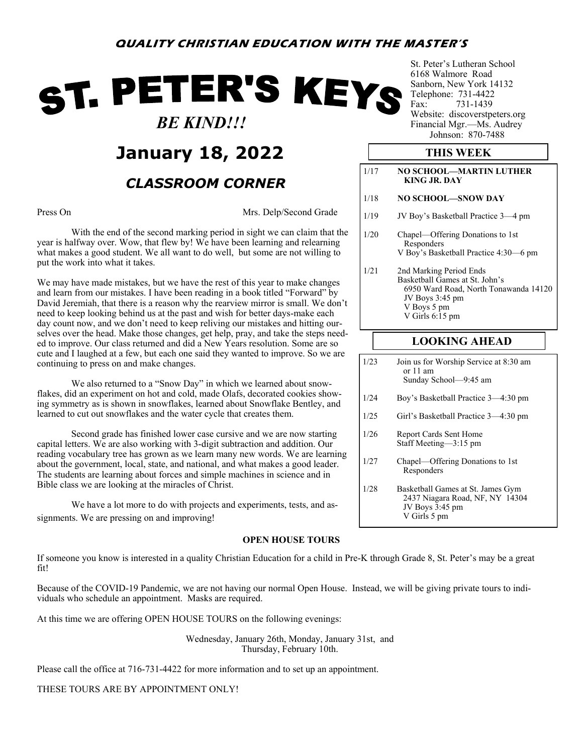**QUALITY CHRISTIAN EDUCATION WITH THE MASTER'S**

# ST. PETER'S KEYS

***BE KIND!!!***

St. Peter's Lutheran School
6168 Walmore Road
Sanborn, New York 14132
Telephone: 731-4422
Fax: 731-1439
Website: discoverstpeters.org
Financial Mgr.—Ms. Audrey Johnson: 870-7488

## January 18, 2022

## *CLASSROOM CORNER*

Press On — Mrs. Delp/Second Grade

With the end of the second marking period in sight we can claim that the year is halfway over. Wow, that flew by! We have been learning and relearning what makes a good student. We all want to do well, but some are not willing to put the work into what it takes.

We may have made mistakes, but we have the rest of this year to make changes and learn from our mistakes. I have been reading in a book titled "Forward" by David Jeremiah, that there is a reason why the rearview mirror is small. We don't need to keep looking behind us at the past and wish for better days-make each day count now, and we don't need to keep reliving our mistakes and hitting ourselves over the head. Make those changes, get help, pray, and take the steps needed to improve. Our class returned and did a New Years resolution. Some are so cute and I laughed at a few, but each one said they wanted to improve. So we are continuing to press on and make changes.

We also returned to a "Snow Day" in which we learned about snowflakes, did an experiment on hot and cold, made Olafs, decorated cookies showing symmetry as is shown in snowflakes, learned about Snowflake Bentley, and learned to cut out snowflakes and the water cycle that creates them.

Second grade has finished lower case cursive and we are now starting capital letters. We are also working with 3-digit subtraction and addition. Our reading vocabulary tree has grown as we learn many new words. We are learning about the government, local, state, and national, and what makes a good leader. The students are learning about forces and simple machines in science and in Bible class we are looking at the miracles of Christ.

We have a lot more to do with projects and experiments, tests, and assignments. We are pressing on and improving!

### THIS WEEK

| Date | Event |
|---|---|
| 1/17 | **NO SCHOOL—MARTIN LUTHER KING JR. DAY** |
| 1/18 | **NO SCHOOL—SNOW DAY** |
| 1/19 | JV Boy's Basketball Practice 3—4 pm |
| 1/20 | Chapel—Offering Donations to 1st Responders<br>V Boy's Basketball Practice 4:30—6 pm |
| 1/21 | 2nd Marking Period Ends<br>Basketball Games at St. John's<br>6950 Ward Road, North Tonawanda 14120<br>JV Boys 3:45 pm<br>V Boys 5 pm<br>V Girls 6:15 pm |

### LOOKING AHEAD

| Date | Event |
|---|---|
| 1/23 | Join us for Worship Service at 8:30 am or 11 am<br>Sunday School—9:45 am |
| 1/24 | Boy's Basketball Practice 3—4:30 pm |
| 1/25 | Girl's Basketball Practice 3—4:30 pm |
| 1/26 | Report Cards Sent Home<br>Staff Meeting—3:15 pm |
| 1/27 | Chapel—Offering Donations to 1st Responders |
| 1/28 | Basketball Games at St. James Gym<br>2437 Niagara Road, NF, NY 14304<br>JV Boys 3:45 pm<br>V Girls 5 pm |

### OPEN HOUSE TOURS

If someone you know is interested in a quality Christian Education for a child in Pre-K through Grade 8, St. Peter's may be a great fit!

Because of the COVID-19 Pandemic, we are not having our normal Open House. Instead, we will be giving private tours to individuals who schedule an appointment. Masks are required.

At this time we are offering OPEN HOUSE TOURS on the following evenings:

Wednesday, January 26th, Monday, January 31st, and Thursday, February 10th.

Please call the office at 716-731-4422 for more information and to set up an appointment.

THESE TOURS ARE BY APPOINTMENT ONLY!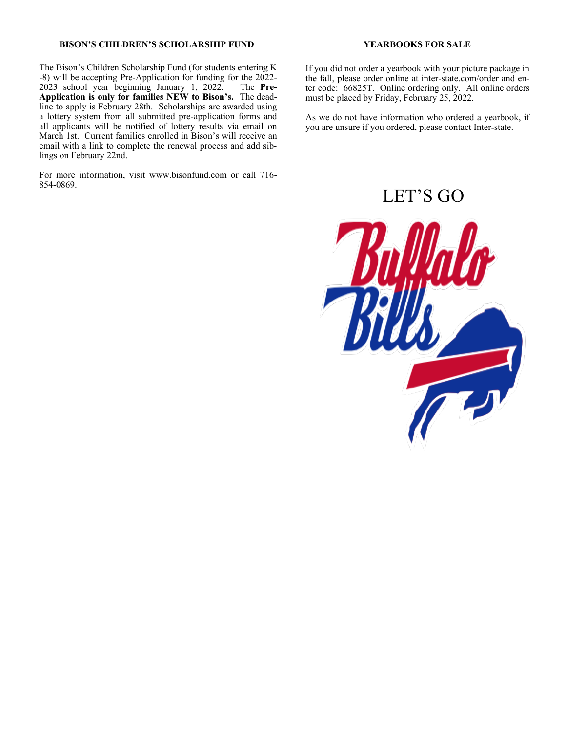## BISON'S CHILDREN'S SCHOLARSHIP FUND

The Bison's Children Scholarship Fund (for students entering K-8) will be accepting Pre-Application for funding for the 2022-2023 school year beginning January 1, 2022. The **Pre-Application is only for families NEW to Bison's.** The deadline to apply is February 28th. Scholarships are awarded using a lottery system from all submitted pre-application forms and all applicants will be notified of lottery results via email on March 1st. Current families enrolled in Bison's will receive an email with a link to complete the renewal process and add siblings on February 22nd.

For more information, visit www.bisonfund.com or call 716-854-0869.

## YEARBOOKS FOR SALE

If you did not order a yearbook with your picture package in the fall, please order online at inter-state.com/order and enter code: 66825T. Online ordering only. All online orders must be placed by Friday, February 25, 2022.

As we do not have information who ordered a yearbook, if you are unsure if you ordered, please contact Inter-state.

LET'S GO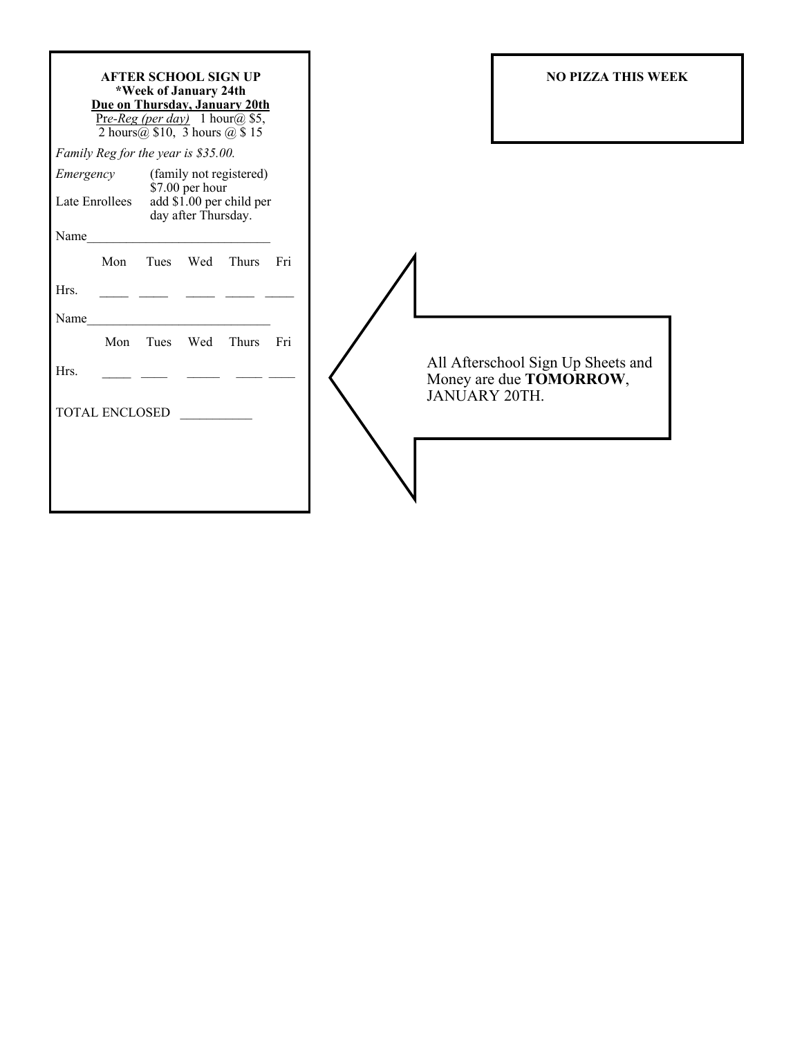**AFTER SCHOOL SIGN UP**
**\*Week of January 24th**
**<u>Due on Thursday, January 20th</u>**

*<u>Pre-Reg (per day)</u>* 1 hour@ $5, 2 hours@ $10, 3 hours @ $ 15

*Family Reg for the year is $35.00.*

*Emergency* (family not registered) $7.00 per hour

Late Enrollees add $1.00 per child per day after Thursday.

Name____________________________

| | Mon | Tues | Wed | Thurs | Fri |
|---|---|---|---|---|---|
| Hrs. | ____ | ____ | ____ | ____ | ____ |

Name____________________________

| | Mon | Tues | Wed | Thurs | Fri |
|---|---|---|---|---|---|
| Hrs. | ____ | ____ | _____ | ____ | ____ |

TOTAL ENCLOSED ___________

**NO PIZZA THIS WEEK**

All Afterschool Sign Up Sheets and Money are due **TOMORROW**, JANUARY 20TH.